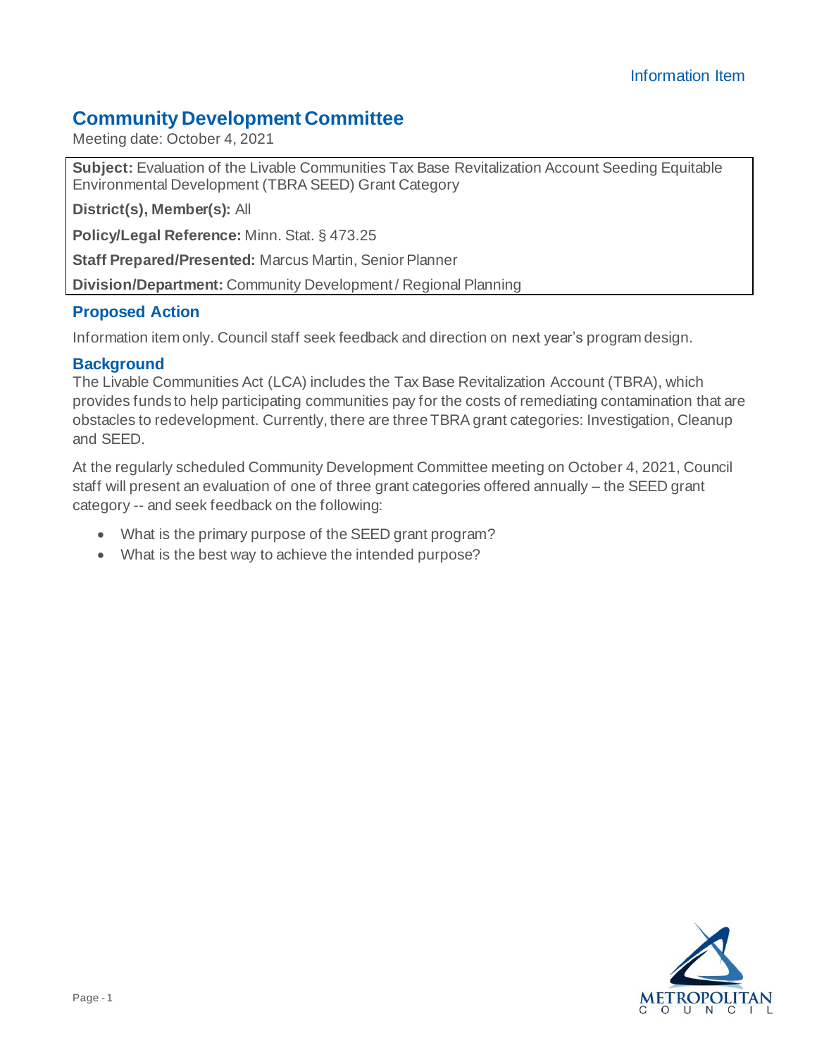Information Item

# Community Development Committee

Meeting date: October 4, 2021

**Subject:** Evaluation of the Livable Communities Tax Base Revitalization Account Seeding Equitable Environmental Development (TBRA SEED) Grant Category

**District(s), Member(s):** All

**Policy/Legal Reference:** Minn. Stat. § 473.25

**Staff Prepared/Presented:** Marcus Martin, Senior Planner

**Division/Department:** Community Development / Regional Planning

## Proposed Action

Information item only. Council staff seek feedback and direction on next year's program design.

## Background

The Livable Communities Act (LCA) includes the Tax Base Revitalization Account (TBRA), which provides funds to help participating communities pay for the costs of remediating contamination that are obstacles to redevelopment. Currently, there are three TBRA grant categories: Investigation, Cleanup and SEED.

At the regularly scheduled Community Development Committee meeting on October 4, 2021, Council staff will present an evaluation of one of three grant categories offered annually – the SEED grant category -- and seek feedback on the following:

- What is the primary purpose of the SEED grant program?
- What is the best way to achieve the intended purpose?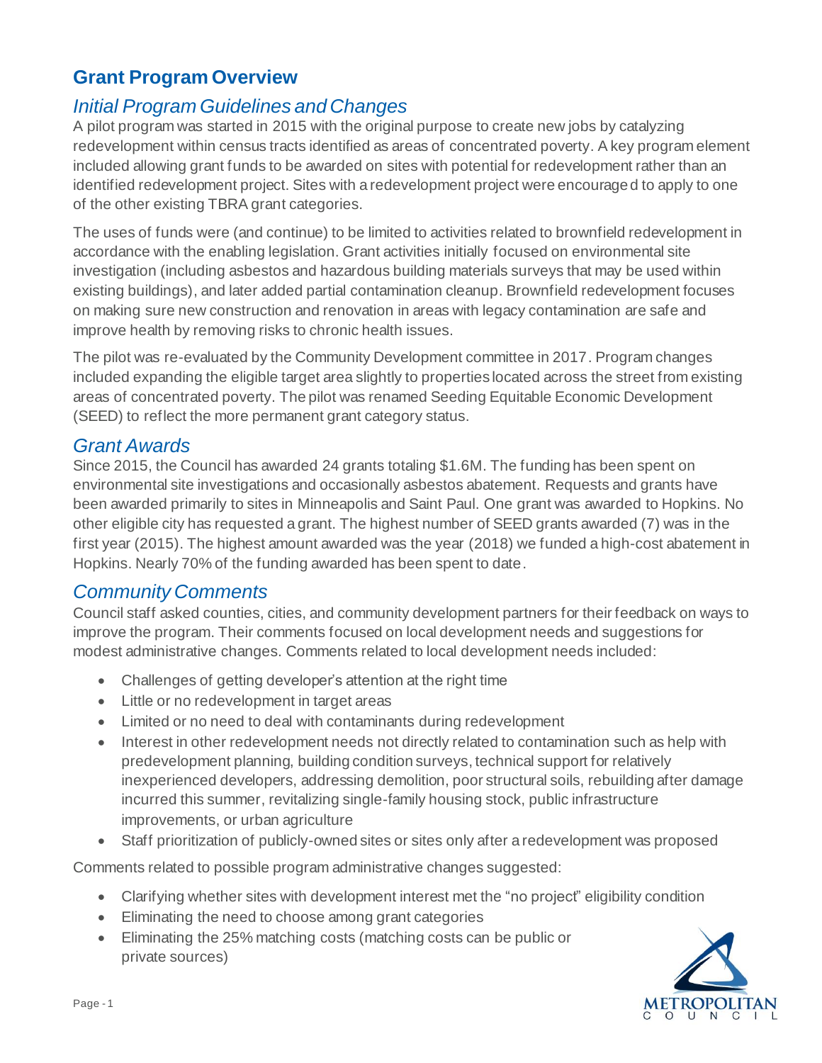## Grant Program Overview

### *Initial Program Guidelines and Changes*

A pilot program was started in 2015 with the original purpose to create new jobs by catalyzing redevelopment within census tracts identified as areas of concentrated poverty. A key program element included allowing grant funds to be awarded on sites with potential for redevelopment rather than an identified redevelopment project. Sites with a redevelopment project were encouraged to apply to one of the other existing TBRA grant categories.

The uses of funds were (and continue) to be limited to activities related to brownfield redevelopment in accordance with the enabling legislation. Grant activities initially focused on environmental site investigation (including asbestos and hazardous building materials surveys that may be used within existing buildings), and later added partial contamination cleanup. Brownfield redevelopment focuses on making sure new construction and renovation in areas with legacy contamination are safe and improve health by removing risks to chronic health issues.

The pilot was re-evaluated by the Community Development committee in 2017. Program changes included expanding the eligible target area slightly to properties located across the street from existing areas of concentrated poverty. The pilot was renamed Seeding Equitable Economic Development (SEED) to reflect the more permanent grant category status.

### *Grant Awards*

Since 2015, the Council has awarded 24 grants totaling $1.6M. The funding has been spent on environmental site investigations and occasionally asbestos abatement. Requests and grants have been awarded primarily to sites in Minneapolis and Saint Paul. One grant was awarded to Hopkins. No other eligible city has requested a grant. The highest number of SEED grants awarded (7) was in the first year (2015). The highest amount awarded was the year (2018) we funded a high-cost abatement in Hopkins. Nearly 70% of the funding awarded has been spent to date.

### *Community Comments*

Council staff asked counties, cities, and community development partners for their feedback on ways to improve the program. Their comments focused on local development needs and suggestions for modest administrative changes. Comments related to local development needs included:

- Challenges of getting developer's attention at the right time
- Little or no redevelopment in target areas
- Limited or no need to deal with contaminants during redevelopment
- Interest in other redevelopment needs not directly related to contamination such as help with predevelopment planning, building condition surveys, technical support for relatively inexperienced developers, addressing demolition, poor structural soils, rebuilding after damage incurred this summer, revitalizing single-family housing stock, public infrastructure improvements, or urban agriculture
- Staff prioritization of publicly-owned sites or sites only after a redevelopment was proposed

Comments related to possible program administrative changes suggested:

- Clarifying whether sites with development interest met the "no project" eligibility condition
- Eliminating the need to choose among grant categories
- Eliminating the 25% matching costs (matching costs can be public or private sources)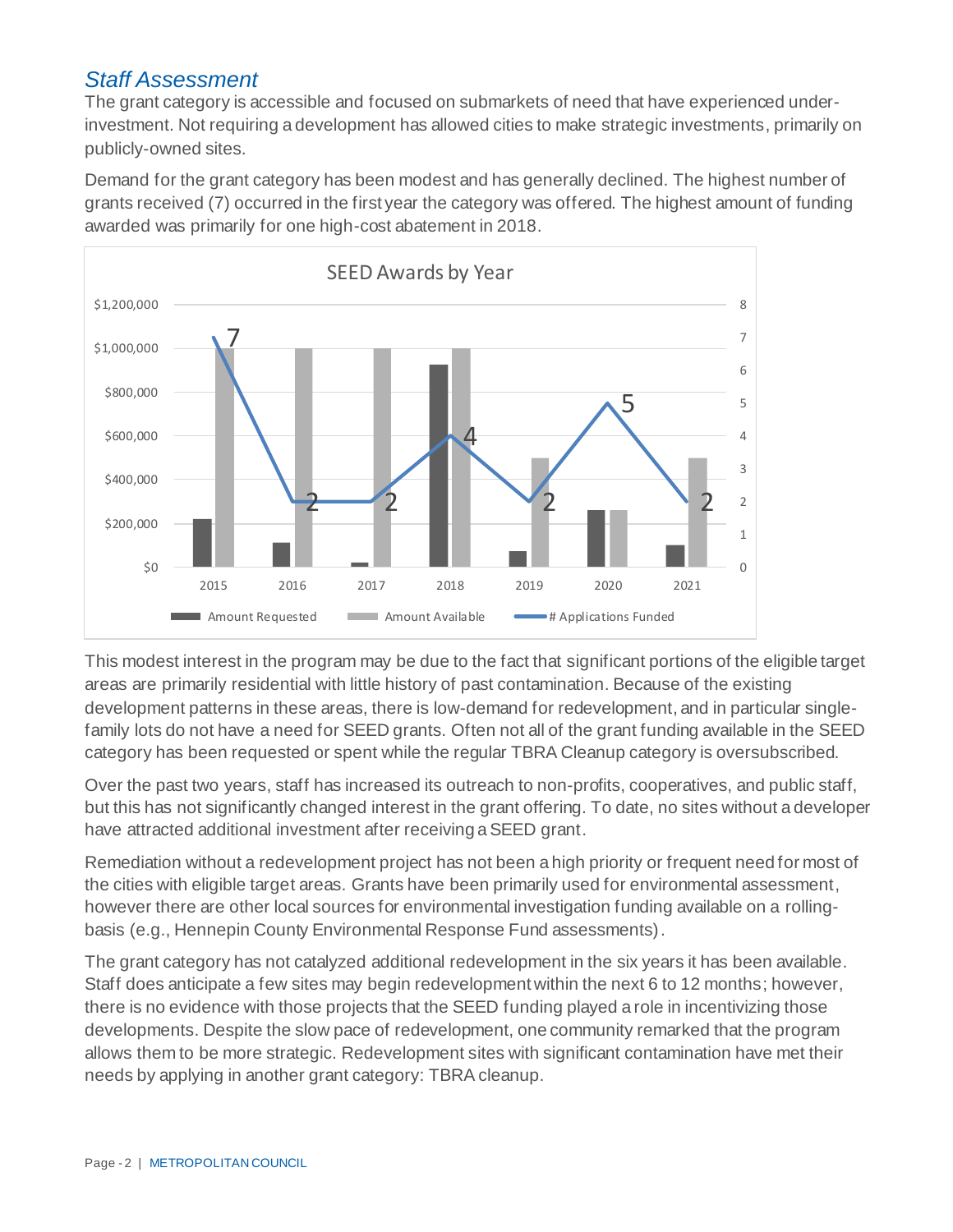### *Staff Assessment*

The grant category is accessible and focused on submarkets of need that have experienced under-investment. Not requiring a development has allowed cities to make strategic investments, primarily on publicly-owned sites.

Demand for the grant category has been modest and has generally declined. The highest number of grants received (7) occurred in the first year the category was offered. The highest amount of funding awarded was primarily for one high-cost abatement in 2018.

This modest interest in the program may be due to the fact that significant portions of the eligible target areas are primarily residential with little history of past contamination. Because of the existing development patterns in these areas, there is low-demand for redevelopment, and in particular single-family lots do not have a need for SEED grants. Often not all of the grant funding available in the SEED category has been requested or spent while the regular TBRA Cleanup category is oversubscribed.

Over the past two years, staff has increased its outreach to non-profits, cooperatives, and public staff, but this has not significantly changed interest in the grant offering. To date, no sites without a developer have attracted additional investment after receiving a SEED grant.

Remediation without a redevelopment project has not been a high priority or frequent need for most of the cities with eligible target areas. Grants have been primarily used for environmental assessment, however there are other local sources for environmental investigation funding available on a rolling-basis (e.g., Hennepin County Environmental Response Fund assessments).

The grant category has not catalyzed additional redevelopment in the six years it has been available. Staff does anticipate a few sites may begin redevelopment within the next 6 to 12 months; however, there is no evidence with those projects that the SEED funding played a role in incentivizing those developments. Despite the slow pace of redevelopment, one community remarked that the program allows them to be more strategic. Redevelopment sites with significant contamination have met their needs by applying in another grant category: TBRA cleanup.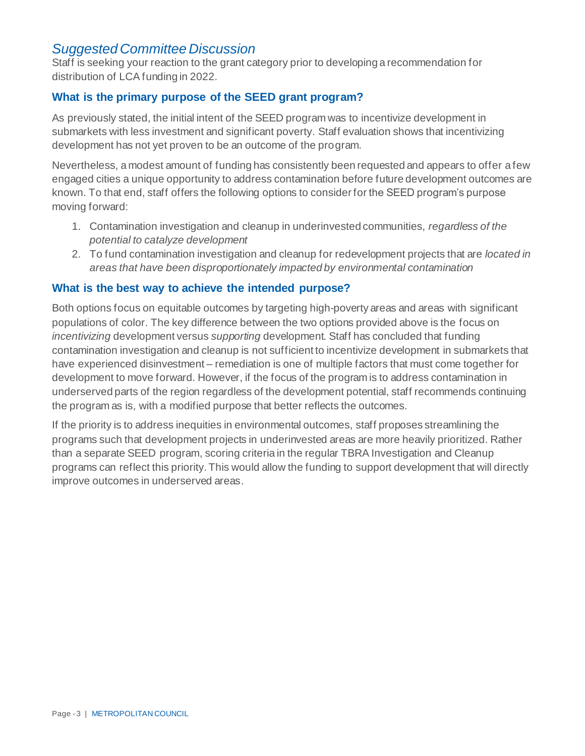## *Suggested Committee Discussion*

Staff is seeking your reaction to the grant category prior to developing a recommendation for distribution of LCA funding in 2022.

### What is the primary purpose of the SEED grant program?

As previously stated, the initial intent of the SEED program was to incentivize development in submarkets with less investment and significant poverty. Staff evaluation shows that incentivizing development has not yet proven to be an outcome of the program.

Nevertheless, a modest amount of funding has consistently been requested and appears to offer a few engaged cities a unique opportunity to address contamination before future development outcomes are known. To that end, staff offers the following options to consider for the SEED program's purpose moving forward:

1. Contamination investigation and cleanup in underinvested communities, *regardless of the potential to catalyze development*
2. To fund contamination investigation and cleanup for redevelopment projects that are *located in areas that have been disproportionately impacted by environmental contamination*

### What is the best way to achieve the intended purpose?

Both options focus on equitable outcomes by targeting high-poverty areas and areas with significant populations of color. The key difference between the two options provided above is the focus on *incentivizing* development versus *supporting* development. Staff has concluded that funding contamination investigation and cleanup is not sufficient to incentivize development in submarkets that have experienced disinvestment – remediation is one of multiple factors that must come together for development to move forward. However, if the focus of the program is to address contamination in underserved parts of the region regardless of the development potential, staff recommends continuing the program as is, with a modified purpose that better reflects the outcomes.

If the priority is to address inequities in environmental outcomes, staff proposes streamlining the programs such that development projects in underinvested areas are more heavily prioritized. Rather than a separate SEED program, scoring criteria in the regular TBRA Investigation and Cleanup programs can reflect this priority. This would allow the funding to support development that will directly improve outcomes in underserved areas.